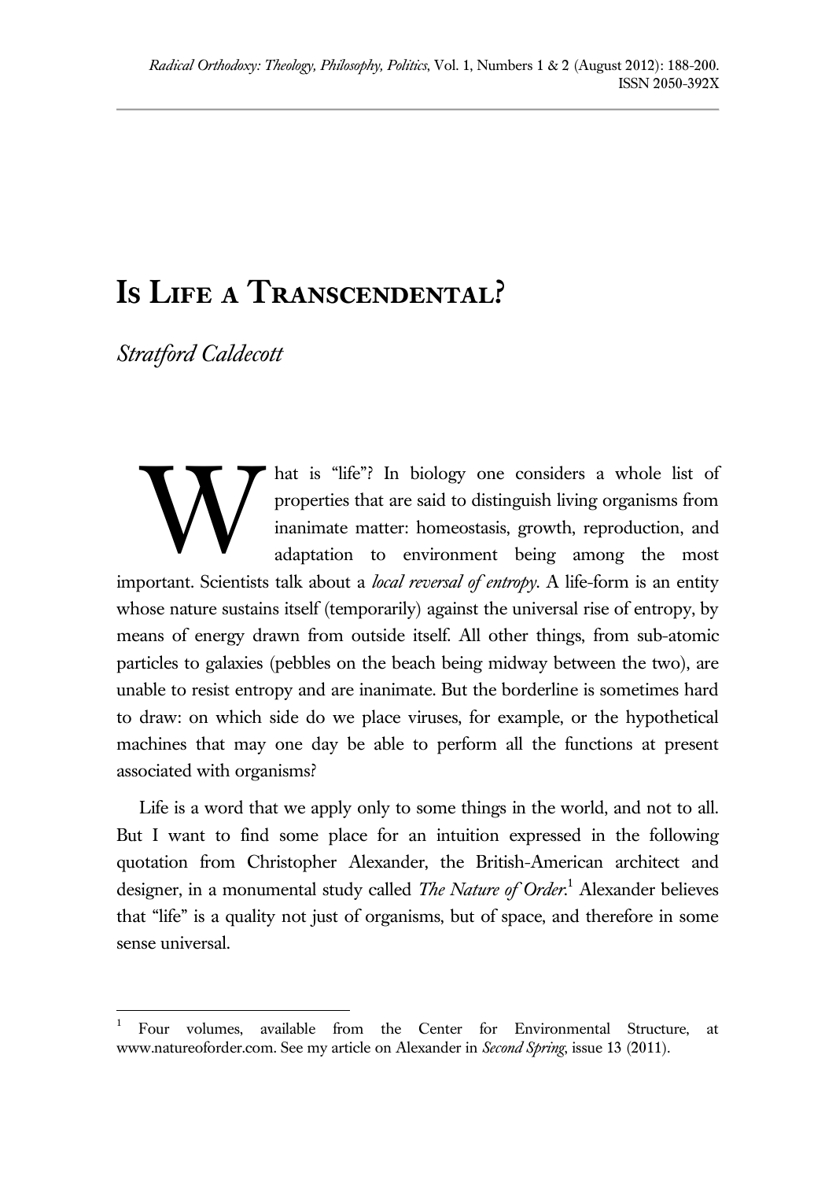# Is Life a Transcendental?

*Stratford Caldecott*

What is "life"? In biology one considers a whole list of properties that are said to distinguish living organisms from inanimate matter: homeostasis, growth, reproduction, and adaptation to environment being among the most important. Scientists talk about a *local reversal of entropy*. A life-form is an entity whose nature sustains itself (temporarily) against the universal rise of entropy, by means of energy drawn from outside itself. All other things, from sub-atomic particles to galaxies (pebbles on the beach being midway between the two), are unable to resist entropy and are inanimate. But the borderline is sometimes hard to draw: on which side do we place viruses, for example, or the hypothetical machines that may one day be able to perform all the functions at present associated with organisms?

Life is a word that we apply only to some things in the world, and not to all. But I want to find some place for an intuition expressed in the following quotation from Christopher Alexander, the British-American architect and designer, in a monumental study called *The Nature of Order*.[1] Alexander believes that "life" is a quality not just of organisms, but of space, and therefore in some sense universal.

---

[1] Four volumes, available from the Center for Environmental Structure, at www.natureoforder.com. See my article on Alexander in *Second Spring*, issue 13 (2011).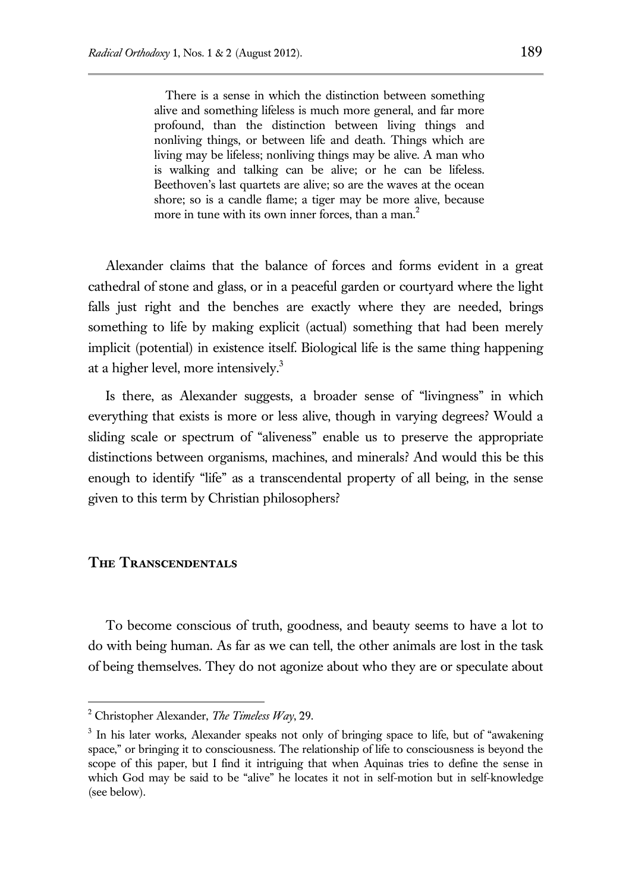> There is a sense in which the distinction between something alive and something lifeless is much more general, and far more profound, than the distinction between living things and nonliving things, or between life and death. Things which are living may be lifeless; nonliving things may be alive. A man who is walking and talking can be alive; or he can be lifeless. Beethoven's last quartets are alive; so are the waves at the ocean shore; so is a candle flame; a tiger may be more alive, because more in tune with its own inner forces, than a man.[2]

Alexander claims that the balance of forces and forms evident in a great cathedral of stone and glass, or in a peaceful garden or courtyard where the light falls just right and the benches are exactly where they are needed, brings something to life by making explicit (actual) something that had been merely implicit (potential) in existence itself. Biological life is the same thing happening at a higher level, more intensively.[3]

Is there, as Alexander suggests, a broader sense of "livingness" in which everything that exists is more or less alive, though in varying degrees? Would a sliding scale or spectrum of "aliveness" enable us to preserve the appropriate distinctions between organisms, machines, and minerals? And would this be this enough to identify "life" as a transcendental property of all being, in the sense given to this term by Christian philosophers?

## The Transcendentals

To become conscious of truth, goodness, and beauty seems to have a lot to do with being human. As far as we can tell, the other animals are lost in the task of being themselves. They do not agonize about who they are or speculate about

---

[2] Christopher Alexander, *The Timeless Way*, 29.

[3] In his later works, Alexander speaks not only of bringing space to life, but of "awakening space," or bringing it to consciousness. The relationship of life to consciousness is beyond the scope of this paper, but I find it intriguing that when Aquinas tries to define the sense in which God may be said to be "alive" he locates it not in self-motion but in self-knowledge (see below).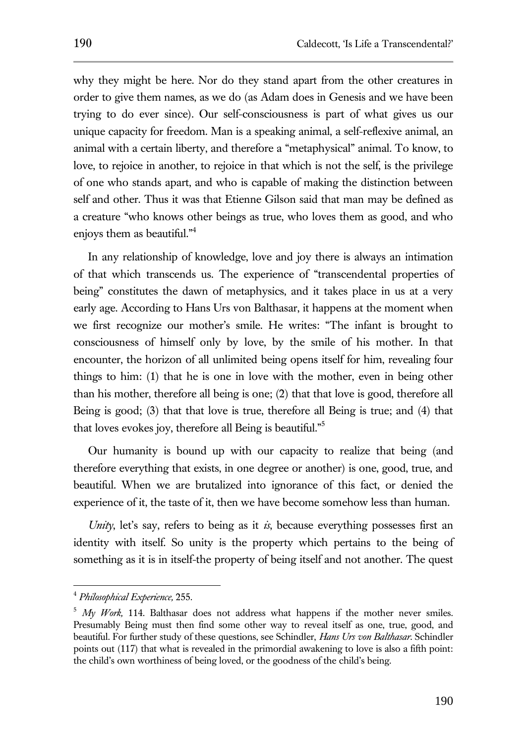why they might be here. Nor do they stand apart from the other creatures in order to give them names, as we do (as Adam does in Genesis and we have been trying to do ever since). Our self-consciousness is part of what gives us our unique capacity for freedom. Man is a speaking animal, a self-reflexive animal, an animal with a certain liberty, and therefore a "metaphysical" animal. To know, to love, to rejoice in another, to rejoice in that which is not the self, is the privilege of one who stands apart, and who is capable of making the distinction between self and other. Thus it was that Etienne Gilson said that man may be defined as a creature "who knows other beings as true, who loves them as good, and who enjoys them as beautiful."[4]

In any relationship of knowledge, love and joy there is always an intimation of that which transcends us. The experience of "transcendental properties of being" constitutes the dawn of metaphysics, and it takes place in us at a very early age. According to Hans Urs von Balthasar, it happens at the moment when we first recognize our mother's smile. He writes: "The infant is brought to consciousness of himself only by love, by the smile of his mother. In that encounter, the horizon of all unlimited being opens itself for him, revealing four things to him: (1) that he is one in love with the mother, even in being other than his mother, therefore all being is one; (2) that that love is good, therefore all Being is good; (3) that that love is true, therefore all Being is true; and (4) that that loves evokes joy, therefore all Being is beautiful."[5]

Our humanity is bound up with our capacity to realize that being (and therefore everything that exists, in one degree or another) is one, good, true, and beautiful. When we are brutalized into ignorance of this fact, or denied the experience of it, the taste of it, then we have become somehow less than human.

*Unity*, let's say, refers to being as it *is*, because everything possesses first an identity with itself. So unity is the property which pertains to the being of something as it is in itself-the property of being itself and not another. The quest

---

[4] *Philosophical Experience,* 255.

[5] *My Work,* 114. Balthasar does not address what happens if the mother never smiles. Presumably Being must then find some other way to reveal itself as one, true, good, and beautiful. For further study of these questions, see Schindler, *Hans Urs von Balthasar*. Schindler points out (117) that what is revealed in the primordial awakening to love is also a fifth point: the child's own worthiness of being loved, or the goodness of the child's being.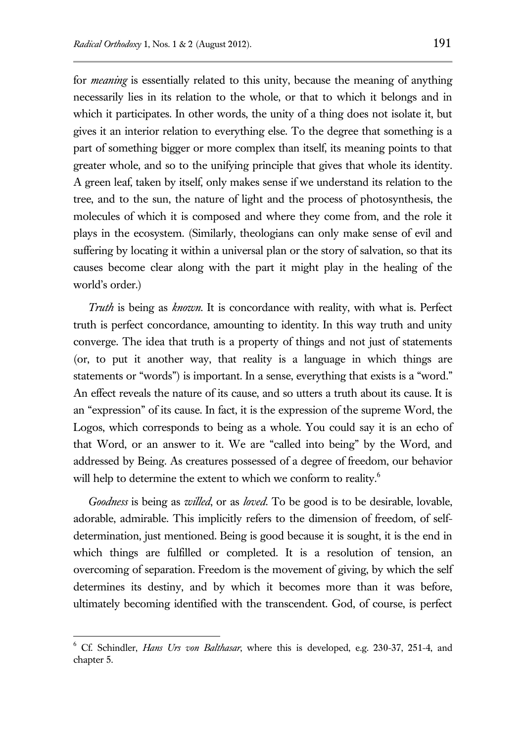for *meaning* is essentially related to this unity, because the meaning of anything necessarily lies in its relation to the whole, or that to which it belongs and in which it participates. In other words, the unity of a thing does not isolate it, but gives it an interior relation to everything else. To the degree that something is a part of something bigger or more complex than itself, its meaning points to that greater whole, and so to the unifying principle that gives that whole its identity. A green leaf, taken by itself, only makes sense if we understand its relation to the tree, and to the sun, the nature of light and the process of photosynthesis, the molecules of which it is composed and where they come from, and the role it plays in the ecosystem. (Similarly, theologians can only make sense of evil and suffering by locating it within a universal plan or the story of salvation, so that its causes become clear along with the part it might play in the healing of the world's order.)

*Truth* is being as *known*. It is concordance with reality, with what is. Perfect truth is perfect concordance, amounting to identity. In this way truth and unity converge. The idea that truth is a property of things and not just of statements (or, to put it another way, that reality is a language in which things are statements or "words") is important. In a sense, everything that exists is a "word." An effect reveals the nature of its cause, and so utters a truth about its cause. It is an "expression" of its cause. In fact, it is the expression of the supreme Word, the Logos, which corresponds to being as a whole. You could say it is an echo of that Word, or an answer to it. We are "called into being" by the Word, and addressed by Being. As creatures possessed of a degree of freedom, our behavior will help to determine the extent to which we conform to reality.[6]

*Goodness* is being as *willed*, or as *loved*. To be good is to be desirable, lovable, adorable, admirable. This implicitly refers to the dimension of freedom, of self-determination, just mentioned. Being is good because it is sought, it is the end in which things are fulfilled or completed. It is a resolution of tension, an overcoming of separation. Freedom is the movement of giving, by which the self determines its destiny, and by which it becomes more than it was before, ultimately becoming identified with the transcendent. God, of course, is perfect

[6] Cf. Schindler, *Hans Urs von Balthasar*, where this is developed, e.g. 230-37, 251-4, and chapter 5.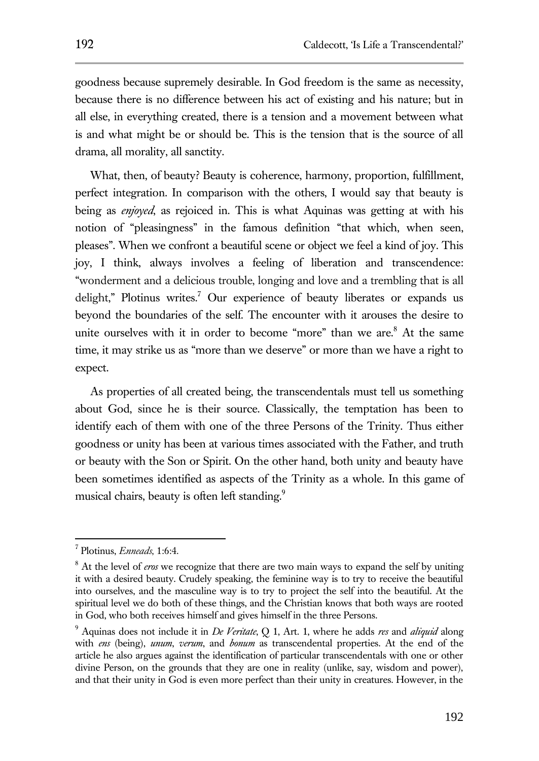goodness because supremely desirable. In God freedom is the same as necessity, because there is no difference between his act of existing and his nature; but in all else, in everything created, there is a tension and a movement between what is and what might be or should be. This is the tension that is the source of all drama, all morality, all sanctity.

What, then, of beauty? Beauty is coherence, harmony, proportion, fulfillment, perfect integration. In comparison with the others, I would say that beauty is being as *enjoyed*, as rejoiced in. This is what Aquinas was getting at with his notion of "pleasingness" in the famous definition "that which, when seen, pleases". When we confront a beautiful scene or object we feel a kind of joy. This joy, I think, always involves a feeling of liberation and transcendence: "wonderment and a delicious trouble, longing and love and a trembling that is all delight," Plotinus writes.[7] Our experience of beauty liberates or expands us beyond the boundaries of the self. The encounter with it arouses the desire to unite ourselves with it in order to become "more" than we are.[8] At the same time, it may strike us as "more than we deserve" or more than we have a right to expect.

As properties of all created being, the transcendentals must tell us something about God, since he is their source. Classically, the temptation has been to identify each of them with one of the three Persons of the Trinity. Thus either goodness or unity has been at various times associated with the Father, and truth or beauty with the Son or Spirit. On the other hand, both unity and beauty have been sometimes identified as aspects of the Trinity as a whole. In this game of musical chairs, beauty is often left standing.[9]

---

[7] Plotinus, *Enneads*, 1:6:4.

[8] At the level of *eros* we recognize that there are two main ways to expand the self by uniting it with a desired beauty. Crudely speaking, the feminine way is to try to receive the beautiful into ourselves, and the masculine way is to try to project the self into the beautiful. At the spiritual level we do both of these things, and the Christian knows that both ways are rooted in God, who both receives himself and gives himself in the three Persons.

[9] Aquinas does not include it in *De Veritate*, Q 1, Art. 1, where he adds *res* and *aliquid* along with *ens* (being), *unum*, *verum*, and *bonum* as transcendental properties. At the end of the article he also argues against the identification of particular transcendentals with one or other divine Person, on the grounds that they are one in reality (unlike, say, wisdom and power), and that their unity in God is even more perfect than their unity in creatures. However, in the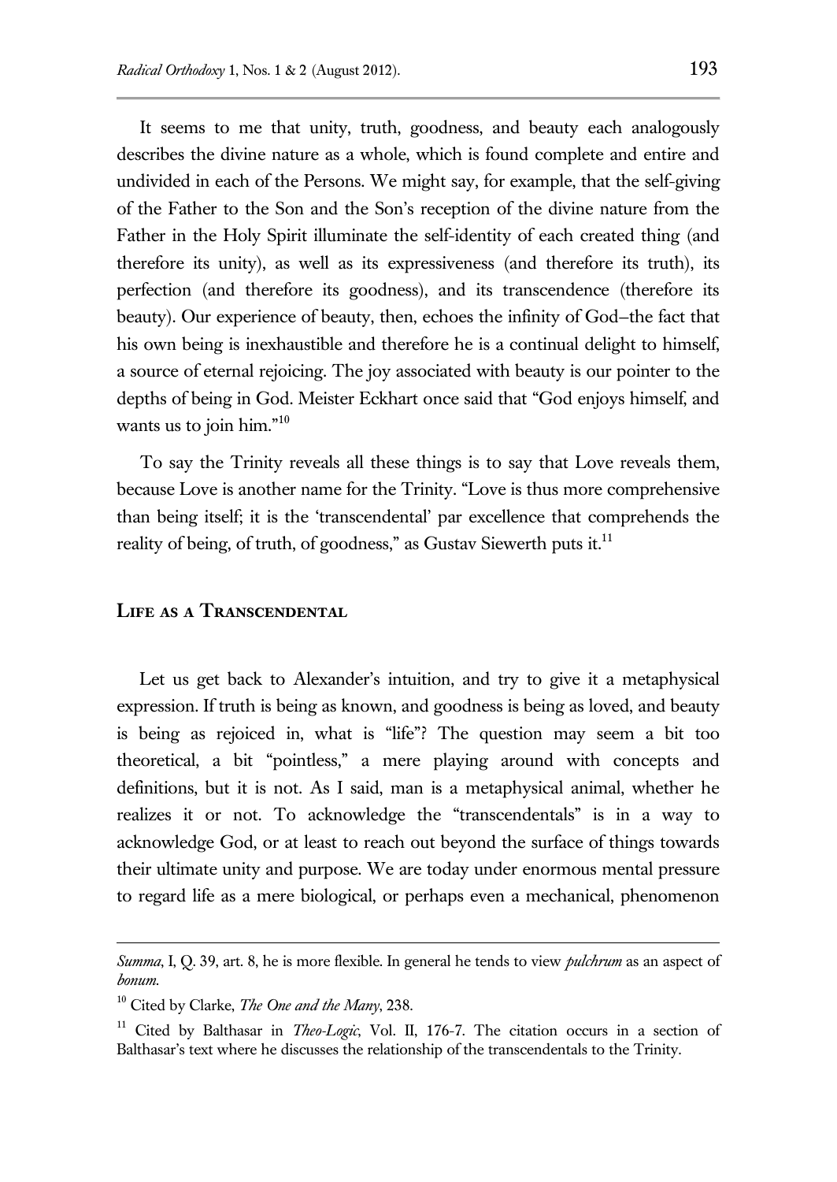It seems to me that unity, truth, goodness, and beauty each analogously describes the divine nature as a whole, which is found complete and entire and undivided in each of the Persons. We might say, for example, that the self-giving of the Father to the Son and the Son's reception of the divine nature from the Father in the Holy Spirit illuminate the self-identity of each created thing (and therefore its unity), as well as its expressiveness (and therefore its truth), its perfection (and therefore its goodness), and its transcendence (therefore its beauty). Our experience of beauty, then, echoes the infinity of God–the fact that his own being is inexhaustible and therefore he is a continual delight to himself, a source of eternal rejoicing. The joy associated with beauty is our pointer to the depths of being in God. Meister Eckhart once said that "God enjoys himself, and wants us to join him."[10]

To say the Trinity reveals all these things is to say that Love reveals them, because Love is another name for the Trinity. "Love is thus more comprehensive than being itself; it is the 'transcendental' par excellence that comprehends the reality of being, of truth, of goodness," as Gustav Siewerth puts it.[11]

## Life as a Transcendental

Let us get back to Alexander's intuition, and try to give it a metaphysical expression. If truth is being as known, and goodness is being as loved, and beauty is being as rejoiced in, what is "life"? The question may seem a bit too theoretical, a bit "pointless," a mere playing around with concepts and definitions, but it is not. As I said, man is a metaphysical animal, whether he realizes it or not. To acknowledge the "transcendentals" is in a way to acknowledge God, or at least to reach out beyond the surface of things towards their ultimate unity and purpose. We are today under enormous mental pressure to regard life as a mere biological, or perhaps even a mechanical, phenomenon

---

*Summa*, I, Q. 39, art. 8, he is more flexible. In general he tends to view *pulchrum* as an aspect of *bonum*.

[10] Cited by Clarke, *The One and the Many*, 238.

[11] Cited by Balthasar in *Theo-Logic*, Vol. II, 176-7. The citation occurs in a section of Balthasar's text where he discusses the relationship of the transcendentals to the Trinity.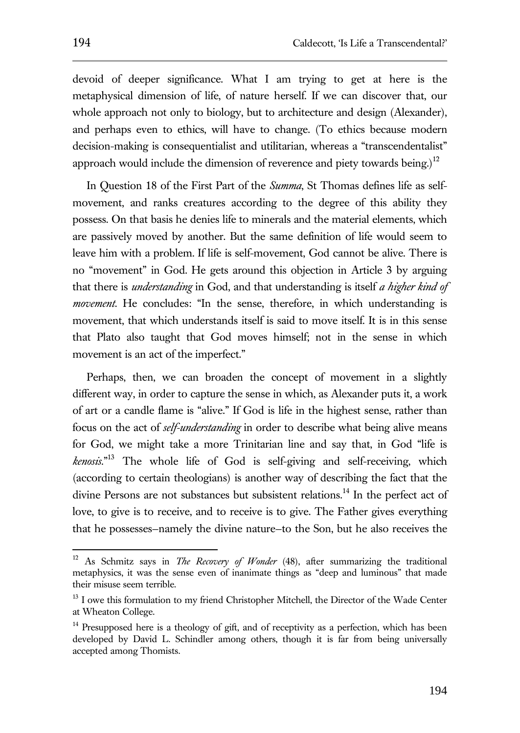devoid of deeper significance. What I am trying to get at here is the metaphysical dimension of life, of nature herself. If we can discover that, our whole approach not only to biology, but to architecture and design (Alexander), and perhaps even to ethics, will have to change. (To ethics because modern decision-making is consequentialist and utilitarian, whereas a "transcendentalist" approach would include the dimension of reverence and piety towards being.)[12]

In Question 18 of the First Part of the *Summa*, St Thomas defines life as self-movement, and ranks creatures according to the degree of this ability they possess. On that basis he denies life to minerals and the material elements, which are passively moved by another. But the same definition of life would seem to leave him with a problem. If life is self-movement, God cannot be alive. There is no "movement" in God. He gets around this objection in Article 3 by arguing that there is *understanding* in God, and that understanding is itself *a higher kind of movement*. He concludes: "In the sense, therefore, in which understanding is movement, that which understands itself is said to move itself. It is in this sense that Plato also taught that God moves himself; not in the sense in which movement is an act of the imperfect."

Perhaps, then, we can broaden the concept of movement in a slightly different way, in order to capture the sense in which, as Alexander puts it, a work of art or a candle flame is "alive." If God is life in the highest sense, rather than focus on the act of *self-understanding* in order to describe what being alive means for God, we might take a more Trinitarian line and say that, in God "life is *kenosis*."[13] The whole life of God is self-giving and self-receiving, which (according to certain theologians) is another way of describing the fact that the divine Persons are not substances but subsistent relations.[14] In the perfect act of love, to give is to receive, and to receive is to give. The Father gives everything that he possesses–namely the divine nature–to the Son, but he also receives the

---

[12] As Schmitz says in *The Recovery of Wonder* (48), after summarizing the traditional metaphysics, it was the sense even of inanimate things as "deep and luminous" that made their misuse seem terrible.

[13] I owe this formulation to my friend Christopher Mitchell, the Director of the Wade Center at Wheaton College.

[14] Presupposed here is a theology of gift, and of receptivity as a perfection, which has been developed by David L. Schindler among others, though it is far from being universally accepted among Thomists.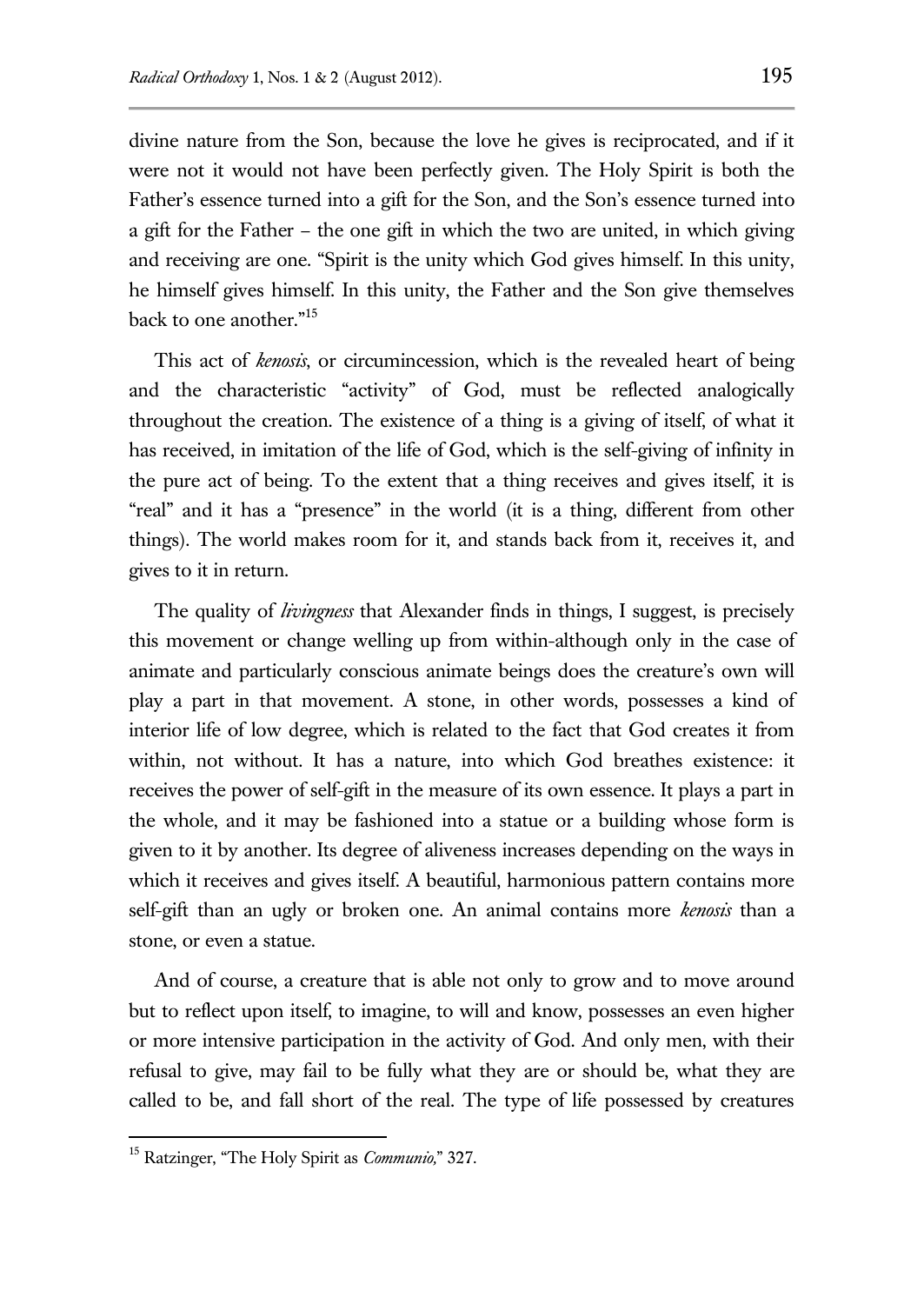divine nature from the Son, because the love he gives is reciprocated, and if it were not it would not have been perfectly given. The Holy Spirit is both the Father's essence turned into a gift for the Son, and the Son's essence turned into a gift for the Father – the one gift in which the two are united, in which giving and receiving are one. "Spirit is the unity which God gives himself. In this unity, he himself gives himself. In this unity, the Father and the Son give themselves back to one another."[15]

This act of *kenosis*, or circumincession, which is the revealed heart of being and the characteristic "activity" of God, must be reflected analogically throughout the creation. The existence of a thing is a giving of itself, of what it has received, in imitation of the life of God, which is the self-giving of infinity in the pure act of being. To the extent that a thing receives and gives itself, it is "real" and it has a "presence" in the world (it is a thing, different from other things). The world makes room for it, and stands back from it, receives it, and gives to it in return.

The quality of *livingness* that Alexander finds in things, I suggest, is precisely this movement or change welling up from within-although only in the case of animate and particularly conscious animate beings does the creature's own will play a part in that movement. A stone, in other words, possesses a kind of interior life of low degree, which is related to the fact that God creates it from within, not without. It has a nature, into which God breathes existence: it receives the power of self-gift in the measure of its own essence. It plays a part in the whole, and it may be fashioned into a statue or a building whose form is given to it by another. Its degree of aliveness increases depending on the ways in which it receives and gives itself. A beautiful, harmonious pattern contains more self-gift than an ugly or broken one. An animal contains more *kenosis* than a stone, or even a statue.

And of course, a creature that is able not only to grow and to move around but to reflect upon itself, to imagine, to will and know, possesses an even higher or more intensive participation in the activity of God. And only men, with their refusal to give, may fail to be fully what they are or should be, what they are called to be, and fall short of the real. The type of life possessed by creatures

[15] Ratzinger, "The Holy Spirit as *Communio,*" 327.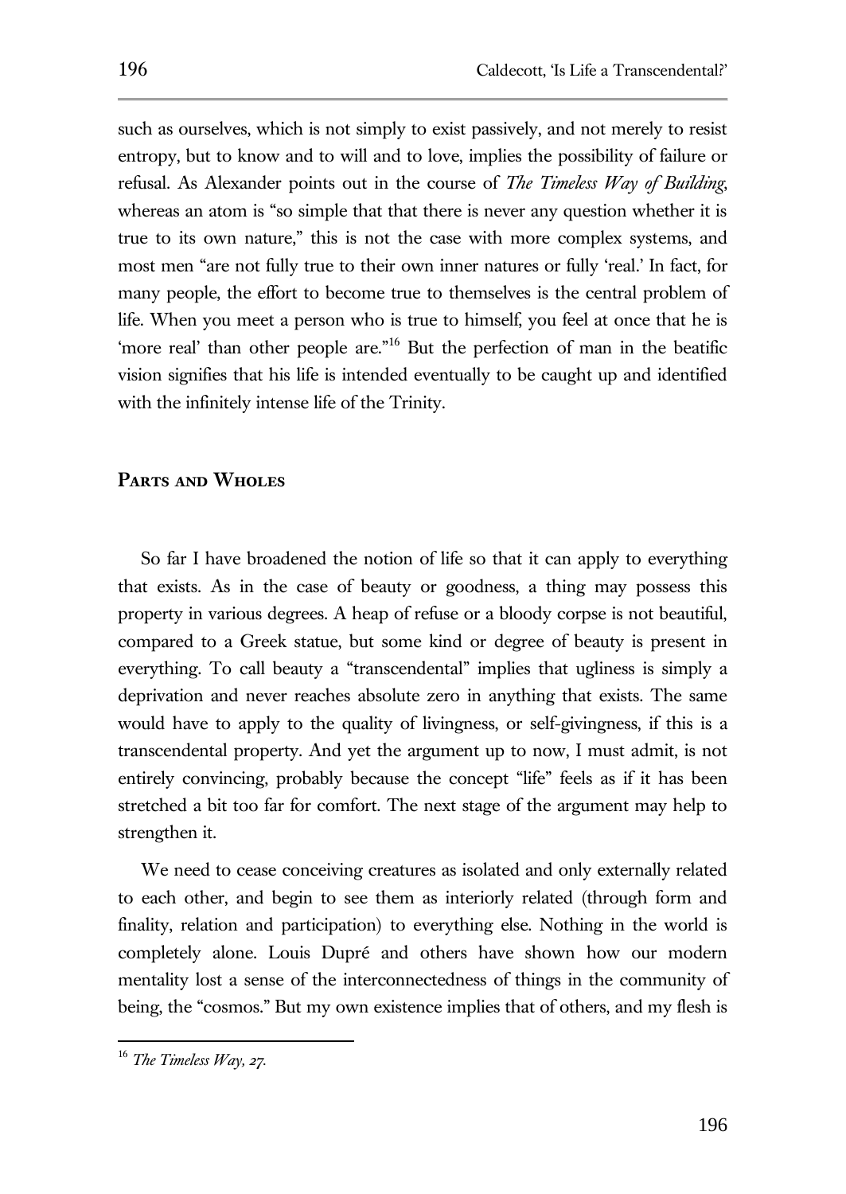such as ourselves, which is not simply to exist passively, and not merely to resist entropy, but to know and to will and to love, implies the possibility of failure or refusal. As Alexander points out in the course of *The Timeless Way of Building*, whereas an atom is "so simple that that there is never any question whether it is true to its own nature," this is not the case with more complex systems, and most men "are not fully true to their own inner natures or fully 'real.' In fact, for many people, the effort to become true to themselves is the central problem of life. When you meet a person who is true to himself, you feel at once that he is 'more real' than other people are."[16] But the perfection of man in the beatific vision signifies that his life is intended eventually to be caught up and identified with the infinitely intense life of the Trinity.

## Parts and Wholes

So far I have broadened the notion of life so that it can apply to everything that exists. As in the case of beauty or goodness, a thing may possess this property in various degrees. A heap of refuse or a bloody corpse is not beautiful, compared to a Greek statue, but some kind or degree of beauty is present in everything. To call beauty a "transcendental" implies that ugliness is simply a deprivation and never reaches absolute zero in anything that exists. The same would have to apply to the quality of livingness, or self-givingness, if this is a transcendental property. And yet the argument up to now, I must admit, is not entirely convincing, probably because the concept "life" feels as if it has been stretched a bit too far for comfort. The next stage of the argument may help to strengthen it.

We need to cease conceiving creatures as isolated and only externally related to each other, and begin to see them as interiorly related (through form and finality, relation and participation) to everything else. Nothing in the world is completely alone. Louis Dupré and others have shown how our modern mentality lost a sense of the interconnectedness of things in the community of being, the "cosmos." But my own existence implies that of others, and my flesh is

---

[16] *The Timeless Way*, 27.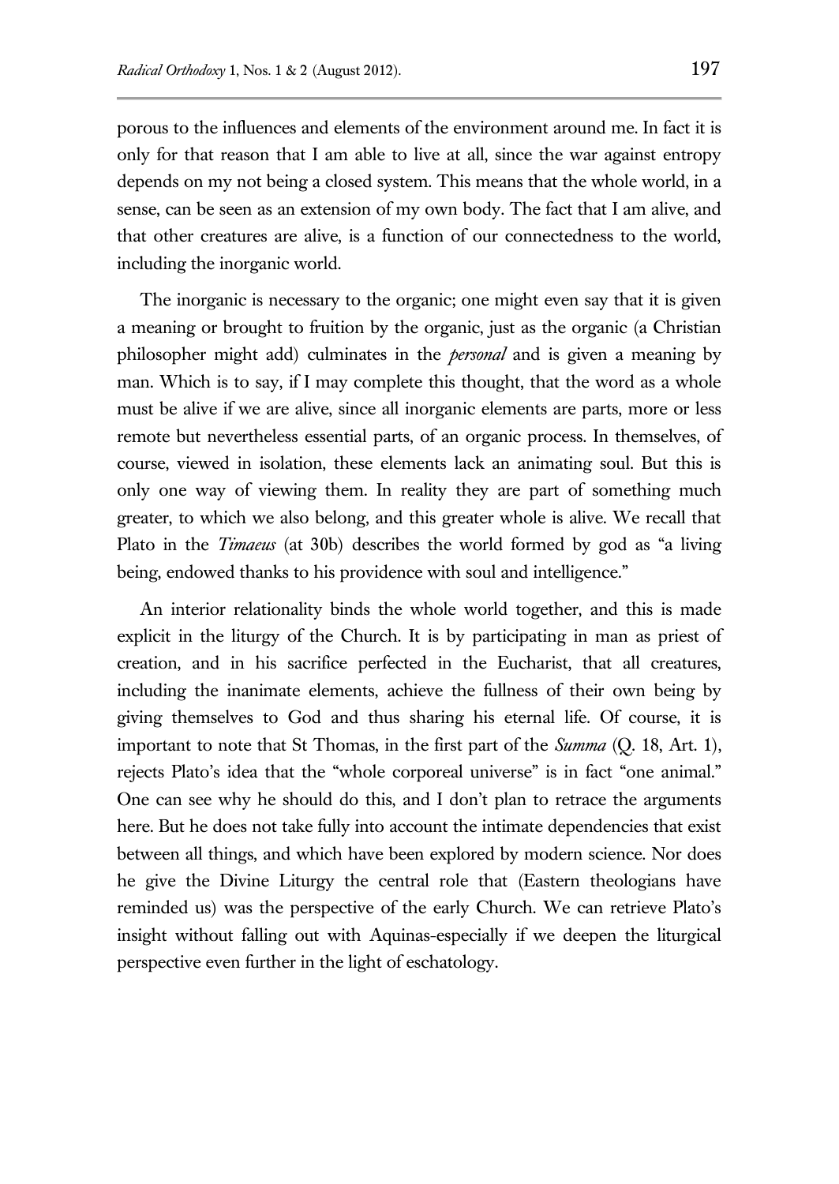porous to the influences and elements of the environment around me. In fact it is only for that reason that I am able to live at all, since the war against entropy depends on my not being a closed system. This means that the whole world, in a sense, can be seen as an extension of my own body. The fact that I am alive, and that other creatures are alive, is a function of our connectedness to the world, including the inorganic world.

The inorganic is necessary to the organic; one might even say that it is given a meaning or brought to fruition by the organic, just as the organic (a Christian philosopher might add) culminates in the *personal* and is given a meaning by man. Which is to say, if I may complete this thought, that the word as a whole must be alive if we are alive, since all inorganic elements are parts, more or less remote but nevertheless essential parts, of an organic process. In themselves, of course, viewed in isolation, these elements lack an animating soul. But this is only one way of viewing them. In reality they are part of something much greater, to which we also belong, and this greater whole is alive. We recall that Plato in the *Timaeus* (at 30b) describes the world formed by god as "a living being, endowed thanks to his providence with soul and intelligence."

An interior relationality binds the whole world together, and this is made explicit in the liturgy of the Church. It is by participating in man as priest of creation, and in his sacrifice perfected in the Eucharist, that all creatures, including the inanimate elements, achieve the fullness of their own being by giving themselves to God and thus sharing his eternal life. Of course, it is important to note that St Thomas, in the first part of the *Summa* (Q. 18, Art. 1), rejects Plato's idea that the "whole corporeal universe" is in fact "one animal." One can see why he should do this, and I don't plan to retrace the arguments here. But he does not take fully into account the intimate dependencies that exist between all things, and which have been explored by modern science. Nor does he give the Divine Liturgy the central role that (Eastern theologians have reminded us) was the perspective of the early Church. We can retrieve Plato's insight without falling out with Aquinas-especially if we deepen the liturgical perspective even further in the light of eschatology.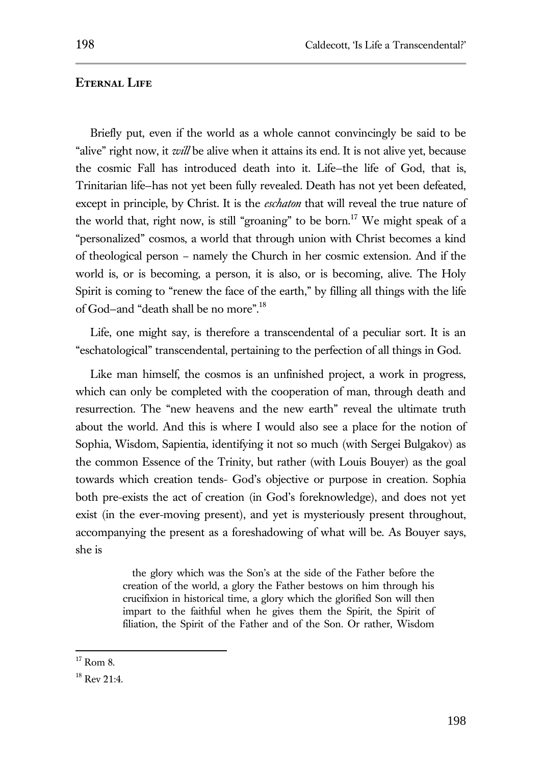## Eternal Life

Briefly put, even if the world as a whole cannot convincingly be said to be "alive" right now, it *will* be alive when it attains its end. It is not alive yet, because the cosmic Fall has introduced death into it. Life–the life of God, that is, Trinitarian life–has not yet been fully revealed. Death has not yet been defeated, except in principle, by Christ. It is the *eschaton* that will reveal the true nature of the world that, right now, is still "groaning" to be born.[17] We might speak of a "personalized" cosmos, a world that through union with Christ becomes a kind of theological person – namely the Church in her cosmic extension. And if the world is, or is becoming, a person, it is also, or is becoming, alive. The Holy Spirit is coming to "renew the face of the earth," by filling all things with the life of God–and "death shall be no more".[18]

Life, one might say, is therefore a transcendental of a peculiar sort. It is an "eschatological" transcendental, pertaining to the perfection of all things in God.

Like man himself, the cosmos is an unfinished project, a work in progress, which can only be completed with the cooperation of man, through death and resurrection. The "new heavens and the new earth" reveal the ultimate truth about the world. And this is where I would also see a place for the notion of Sophia, Wisdom, Sapientia, identifying it not so much (with Sergei Bulgakov) as the common Essence of the Trinity, but rather (with Louis Bouyer) as the goal towards which creation tends- God's objective or purpose in creation. Sophia both pre-exists the act of creation (in God's foreknowledge), and does not yet exist (in the ever-moving present), and yet is mysteriously present throughout, accompanying the present as a foreshadowing of what will be. As Bouyer says, she is

> the glory which was the Son's at the side of the Father before the creation of the world, a glory the Father bestows on him through his crucifixion in historical time, a glory which the glorified Son will then impart to the faithful when he gives them the Spirit, the Spirit of filiation, the Spirit of the Father and of the Son. Or rather, Wisdom

---

[17] Rom 8.

[18] Rev 21:4.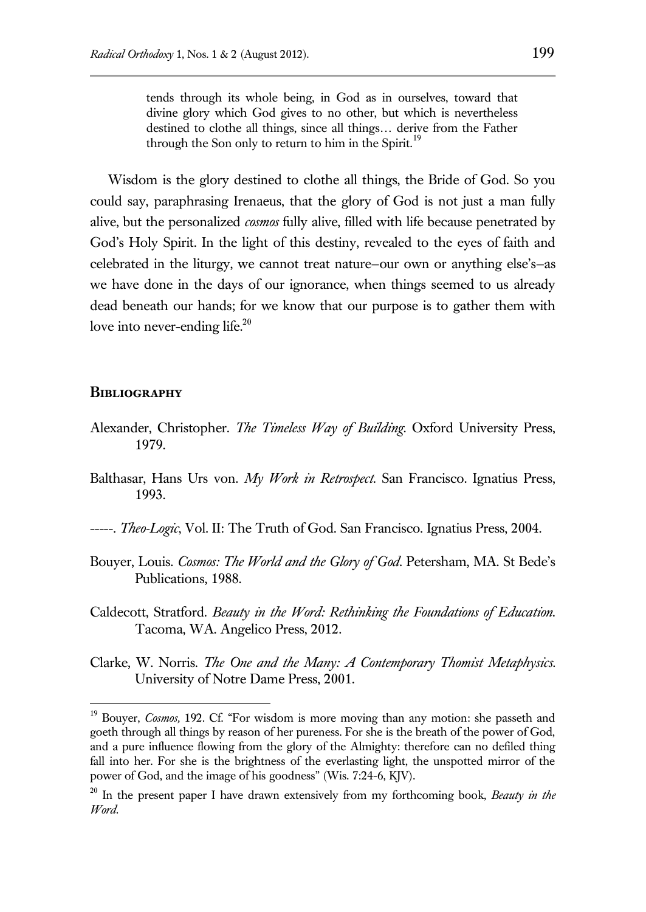> tends through its whole being, in God as in ourselves, toward that divine glory which God gives to no other, but which is nevertheless destined to clothe all things, since all things… derive from the Father through the Son only to return to him in the Spirit.[19]

Wisdom is the glory destined to clothe all things, the Bride of God. So you could say, paraphrasing Irenaeus, that the glory of God is not just a man fully alive, but the personalized *cosmos* fully alive, filled with life because penetrated by God's Holy Spirit. In the light of this destiny, revealed to the eyes of faith and celebrated in the liturgy, we cannot treat nature–our own or anything else's–as we have done in the days of our ignorance, when things seemed to us already dead beneath our hands; for we know that our purpose is to gather them with love into never-ending life.[20]

## Bibliography

Alexander, Christopher. *The Timeless Way of Building.* Oxford University Press, 1979.

Balthasar, Hans Urs von. *My Work in Retrospect.* San Francisco. Ignatius Press, 1993.

-----. *Theo-Logic*, Vol. II: The Truth of God. San Francisco. Ignatius Press, 2004.

Bouyer, Louis. *Cosmos: The World and the Glory of God*. Petersham, MA. St Bede's Publications, 1988.

Caldecott, Stratford. *Beauty in the Word: Rethinking the Foundations of Education.* Tacoma, WA. Angelico Press, 2012.

Clarke, W. Norris. *The One and the Many: A Contemporary Thomist Metaphysics.* University of Notre Dame Press, 2001.

---

[19] Bouyer, *Cosmos,* 192. Cf. "For wisdom is more moving than any motion: she passeth and goeth through all things by reason of her pureness. For she is the breath of the power of God, and a pure influence flowing from the glory of the Almighty: therefore can no defiled thing fall into her. For she is the brightness of the everlasting light, the unspotted mirror of the power of God, and the image of his goodness" (Wis. 7:24-6, KJV).

[20] In the present paper I have drawn extensively from my forthcoming book, *Beauty in the Word*.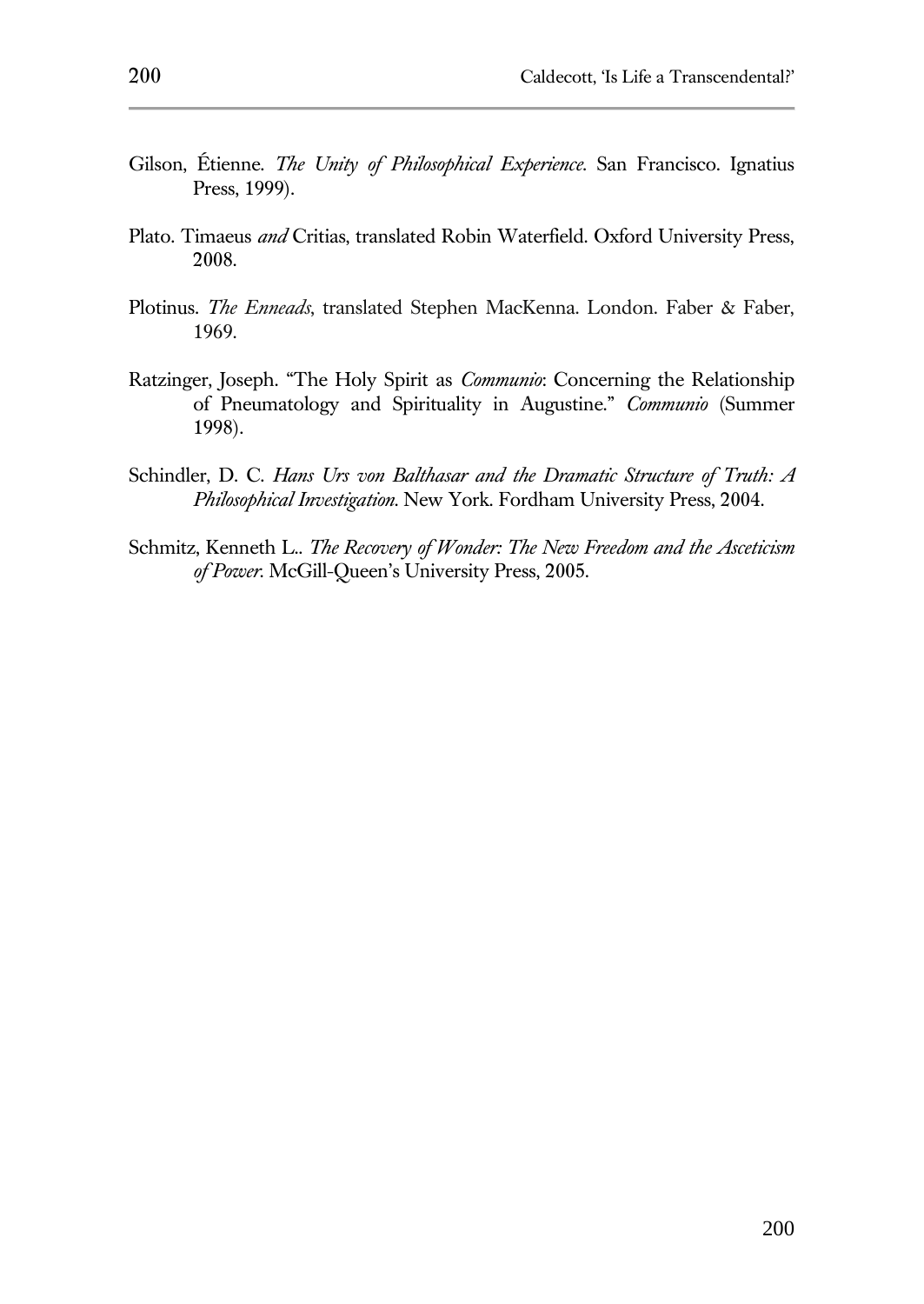Gilson, Étienne. *The Unity of Philosophical Experience*. San Francisco. Ignatius Press, 1999).

Plato. Timaeus *and* Critias, translated Robin Waterfield. Oxford University Press, 2008.

Plotinus. *The Enneads*, translated Stephen MacKenna. London. Faber & Faber, 1969.

Ratzinger, Joseph. "The Holy Spirit as *Communio*: Concerning the Relationship of Pneumatology and Spirituality in Augustine." *Communio* (Summer 1998).

Schindler, D. C. *Hans Urs von Balthasar and the Dramatic Structure of Truth: A Philosophical Investigation*. New York. Fordham University Press, 2004.

Schmitz, Kenneth L.. *The Recovery of Wonder: The New Freedom and the Asceticism of Power*. McGill-Queen's University Press, 2005.